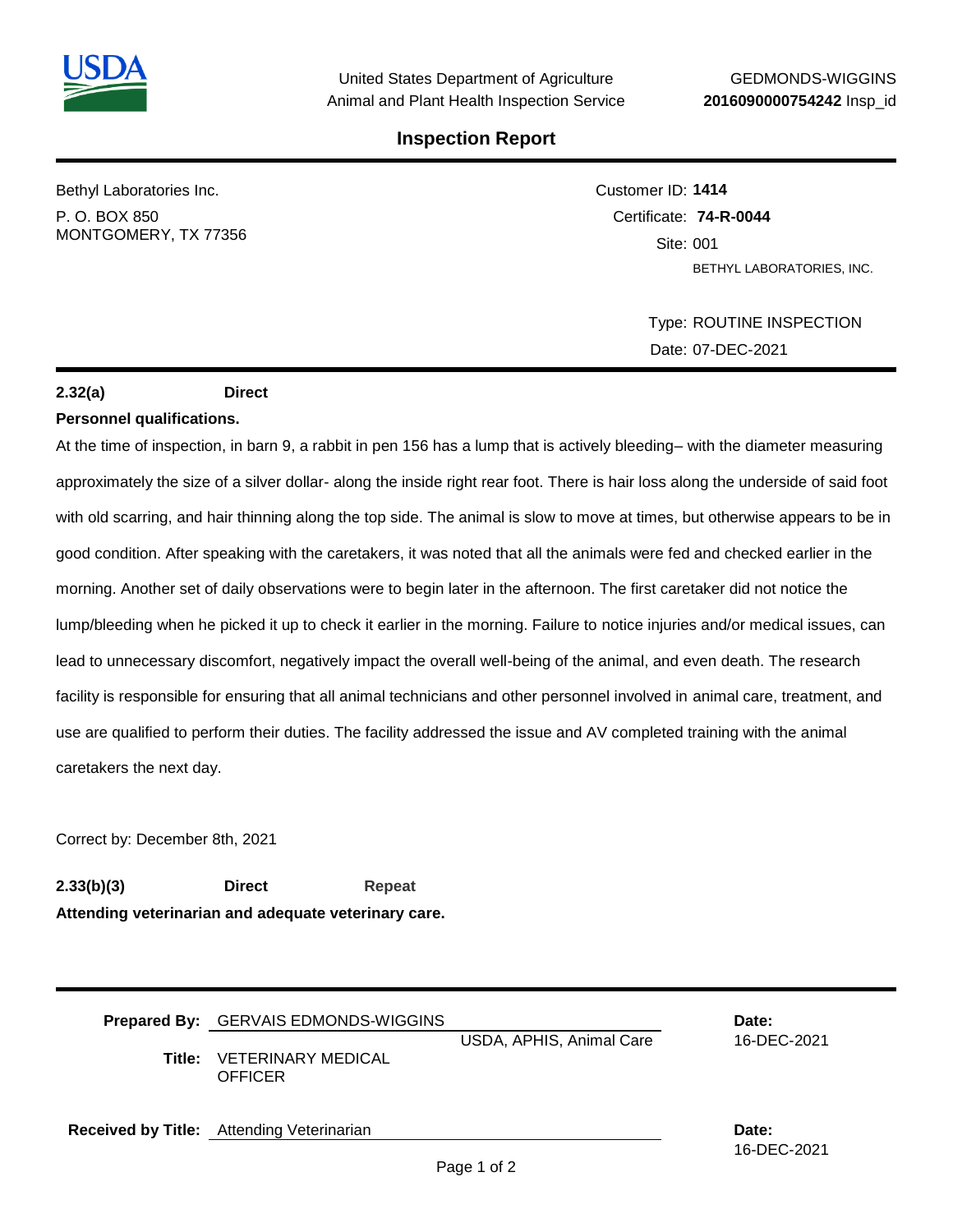United States Department of Agriculture
Animal and Plant Health Inspection Service

GEDMONDS-WIGGINS
**2016090000754242** Insp_id

# Inspection Report

Bethyl Laboratories Inc.
P. O. BOX 850
MONTGOMERY, TX 77356

Customer ID: **1414**
Certificate: **74-R-0044**
Site: 001
BETHYL LABORATORIES, INC.

Type: ROUTINE INSPECTION
Date: 07-DEC-2021

**2.32(a)** **Direct**

**Personnel qualifications.**

At the time of inspection, in barn 9, a rabbit in pen 156 has a lump that is actively bleeding– with the diameter measuring approximately the size of a silver dollar- along the inside right rear foot. There is hair loss along the underside of said foot with old scarring, and hair thinning along the top side. The animal is slow to move at times, but otherwise appears to be in good condition. After speaking with the caretakers, it was noted that all the animals were fed and checked earlier in the morning. Another set of daily observations were to begin later in the afternoon. The first caretaker did not notice the lump/bleeding when he picked it up to check it earlier in the morning. Failure to notice injuries and/or medical issues, can lead to unnecessary discomfort, negatively impact the overall well-being of the animal, and even death. The research facility is responsible for ensuring that all animal technicians and other personnel involved in animal care, treatment, and use are qualified to perform their duties. The facility addressed the issue and AV completed training with the animal caretakers the next day.

Correct by: December 8th, 2021

**2.33(b)(3)** **Direct** **Repeat**

**Attending veterinarian and adequate veterinary care.**

**Prepared By:** GERVAIS EDMONDS-WIGGINS
USDA, APHIS, Animal Care
**Title:** VETERINARY MEDICAL OFFICER
**Date:** 16-DEC-2021

**Received by Title:** Attending Veterinarian
**Date:** 16-DEC-2021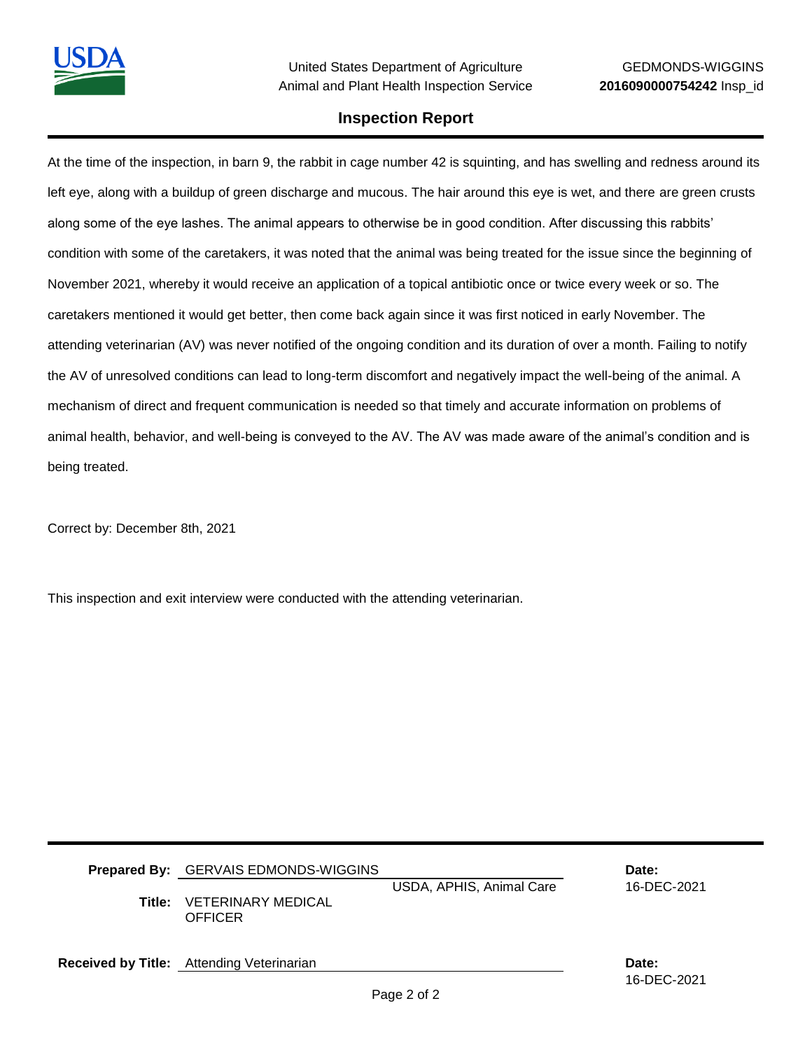## Inspection Report

At the time of the inspection, in barn 9, the rabbit in cage number 42 is squinting, and has swelling and redness around its left eye, along with a buildup of green discharge and mucous. The hair around this eye is wet, and there are green crusts along some of the eye lashes. The animal appears to otherwise be in good condition. After discussing this rabbits' condition with some of the caretakers, it was noted that the animal was being treated for the issue since the beginning of November 2021, whereby it would receive an application of a topical antibiotic once or twice every week or so. The caretakers mentioned it would get better, then come back again since it was first noticed in early November. The attending veterinarian (AV) was never notified of the ongoing condition and its duration of over a month. Failing to notify the AV of unresolved conditions can lead to long-term discomfort and negatively impact the well-being of the animal. A mechanism of direct and frequent communication is needed so that timely and accurate information on problems of animal health, behavior, and well-being is conveyed to the AV. The AV was made aware of the animal's condition and is being treated.

Correct by: December 8th, 2021

This inspection and exit interview were conducted with the attending veterinarian.

**Prepared By:** GERVAIS EDMONDS-WIGGINS
USDA, APHIS, Animal Care
**Title:** VETERINARY MEDICAL OFFICER
**Date:** 16-DEC-2021

**Received by Title:** Attending Veterinarian
**Date:** 16-DEC-2021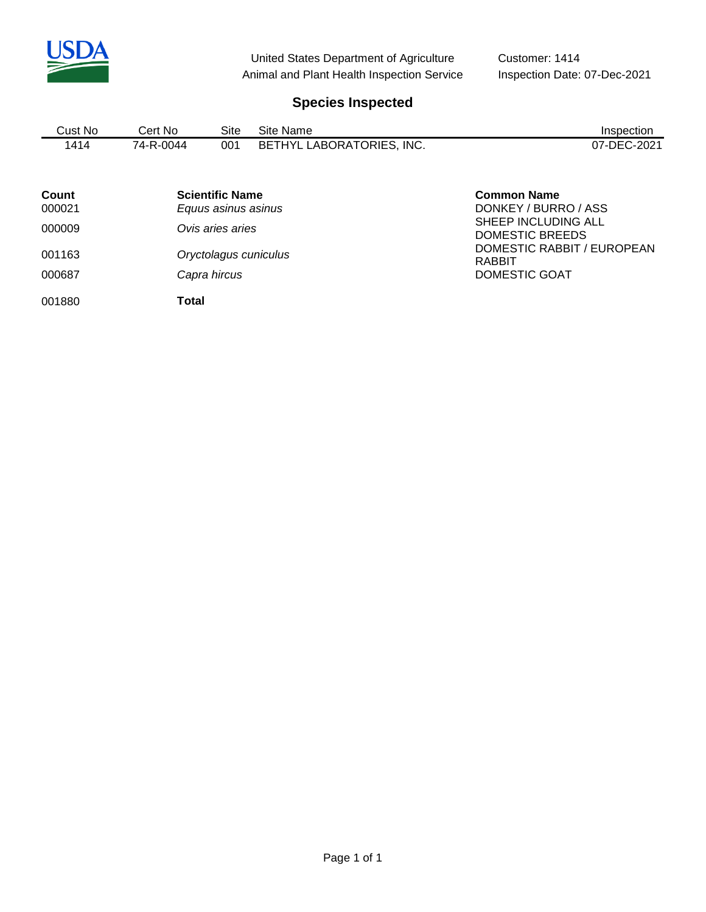United States Department of Agriculture
Animal and Plant Health Inspection Service

Customer: 1414
Inspection Date: 07-Dec-2021

# Species Inspected

| Cust No | Cert No | Site | Site Name | Inspection |
|---|---|---|---|---|
| 1414 | 74-R-0044 | 001 | BETHYL LABORATORIES, INC. | 07-DEC-2021 |

| Count | Scientific Name | Common Name |
|---|---|---|
| 000021 | *Equus asinus asinus* | DONKEY / BURRO / ASS |
| 000009 | *Ovis aries aries* | SHEEP INCLUDING ALL DOMESTIC BREEDS |
| 001163 | *Oryctolagus cuniculus* | DOMESTIC RABBIT / EUROPEAN RABBIT |
| 000687 | *Capra hircus* | DOMESTIC GOAT |
| 001880 | **Total** | |